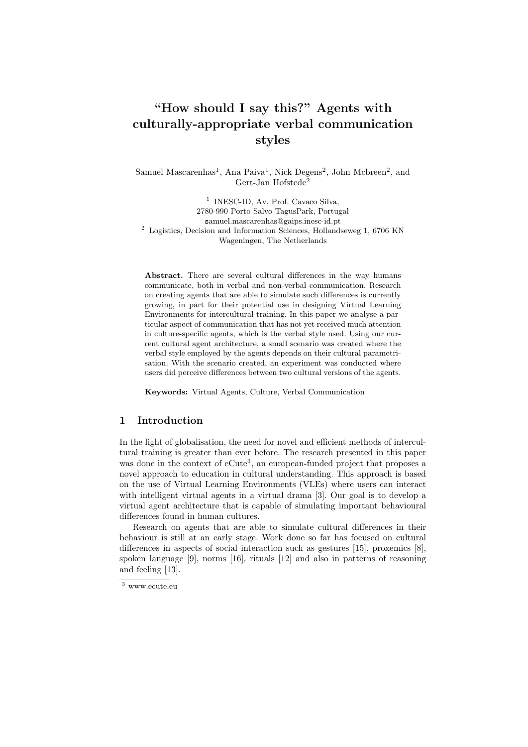# "How should I say this?" Agents with culturally-appropriate verbal communication styles

Samuel Mascarenhas[1], Ana Paiva[1], Nick Degens[2], John Mcbreen[2], and Gert-Jan Hofstede[2]

[1] INESC-ID, Av. Prof. Cavaco Silva, 2780-990 Porto Salvo TagusPark, Portugal
samuel.mascarenhas@gaips.inesc-id.pt

[2] Logistics, Decision and Information Sciences, Hollandseweg 1, 6706 KN Wageningen, The Netherlands

**Abstract.** There are several cultural differences in the way humans communicate, both in verbal and non-verbal communication. Research on creating agents that are able to simulate such differences is currently growing, in part for their potential use in designing Virtual Learning Environments for intercultural training. In this paper we analyse a particular aspect of communication that has not yet received much attention in culture-specific agents, which is the verbal style used. Using our current cultural agent architecture, a small scenario was created where the verbal style employed by the agents depends on their cultural parametrisation. With the scenario created, an experiment was conducted where users did perceive differences between two cultural versions of the agents.

**Keywords:** Virtual Agents, Culture, Verbal Communication

## 1 Introduction

In the light of globalisation, the need for novel and efficient methods of intercultural training is greater than ever before. The research presented in this paper was done in the context of eCute[3], an european-funded project that proposes a novel approach to education in cultural understanding. This approach is based on the use of Virtual Learning Environments (VLEs) where users can interact with intelligent virtual agents in a virtual drama [3]. Our goal is to develop a virtual agent architecture that is capable of simulating important behavioural differences found in human cultures.

Research on agents that are able to simulate cultural differences in their behaviour is still at an early stage. Work done so far has focused on cultural differences in aspects of social interaction such as gestures [15], proxemics [8], spoken language [9], norms [16], rituals [12] and also in patterns of reasoning and feeling [13].

[3] www.ecute.eu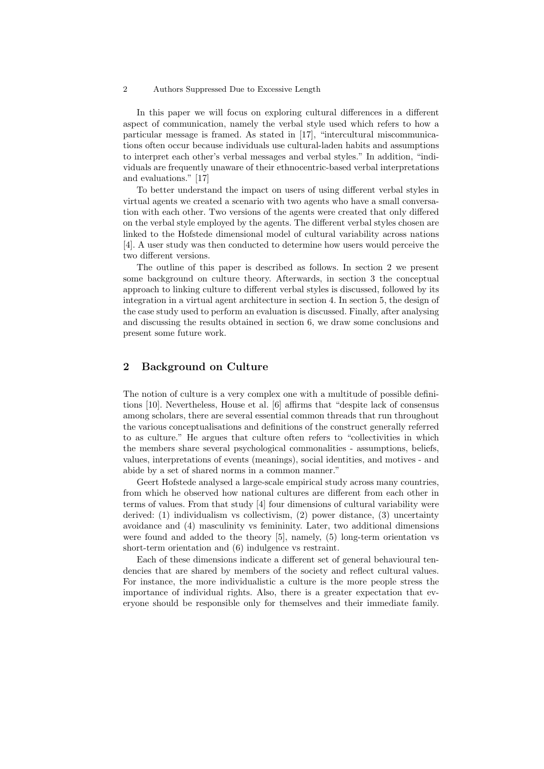In this paper we will focus on exploring cultural differences in a different aspect of communication, namely the verbal style used which refers to how a particular message is framed. As stated in [17], "intercultural miscommunications often occur because individuals use cultural-laden habits and assumptions to interpret each other's verbal messages and verbal styles." In addition, "individuals are frequently unaware of their ethnocentric-based verbal interpretations and evaluations." [17]

To better understand the impact on users of using different verbal styles in virtual agents we created a scenario with two agents who have a small conversation with each other. Two versions of the agents were created that only differed on the verbal style employed by the agents. The different verbal styles chosen are linked to the Hofstede dimensional model of cultural variability across nations [4]. A user study was then conducted to determine how users would perceive the two different versions.

The outline of this paper is described as follows. In section 2 we present some background on culture theory. Afterwards, in section 3 the conceptual approach to linking culture to different verbal styles is discussed, followed by its integration in a virtual agent architecture in section 4. In section 5, the design of the case study used to perform an evaluation is discussed. Finally, after analysing and discussing the results obtained in section 6, we draw some conclusions and present some future work.

## 2 Background on Culture

The notion of culture is a very complex one with a multitude of possible definitions [10]. Nevertheless, House et al. [6] affirms that "despite lack of consensus among scholars, there are several essential common threads that run throughout the various conceptualisations and definitions of the construct generally referred to as culture." He argues that culture often refers to "collectivities in which the members share several psychological commonalities - assumptions, beliefs, values, interpretations of events (meanings), social identities, and motives - and abide by a set of shared norms in a common manner."

Geert Hofstede analysed a large-scale empirical study across many countries, from which he observed how national cultures are different from each other in terms of values. From that study [4] four dimensions of cultural variability were derived: (1) individualism vs collectivism, (2) power distance, (3) uncertainty avoidance and (4) masculinity vs femininity. Later, two additional dimensions were found and added to the theory [5], namely, (5) long-term orientation vs short-term orientation and (6) indulgence vs restraint.

Each of these dimensions indicate a different set of general behavioural tendencies that are shared by members of the society and reflect cultural values. For instance, the more individualistic a culture is the more people stress the importance of individual rights. Also, there is a greater expectation that everyone should be responsible only for themselves and their immediate family.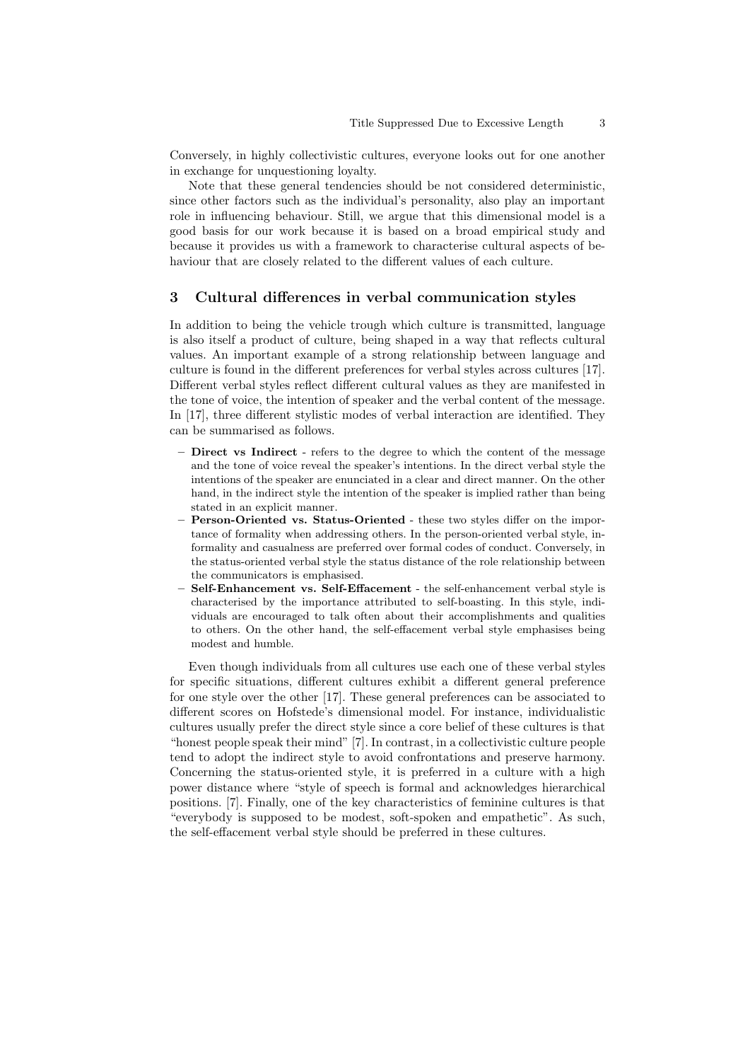Conversely, in highly collectivistic cultures, everyone looks out for one another in exchange for unquestioning loyalty.

Note that these general tendencies should be not considered deterministic, since other factors such as the individual's personality, also play an important role in influencing behaviour. Still, we argue that this dimensional model is a good basis for our work because it is based on a broad empirical study and because it provides us with a framework to characterise cultural aspects of behaviour that are closely related to the different values of each culture.

## 3 Cultural differences in verbal communication styles

In addition to being the vehicle trough which culture is transmitted, language is also itself a product of culture, being shaped in a way that reflects cultural values. An important example of a strong relationship between language and culture is found in the different preferences for verbal styles across cultures [17]. Different verbal styles reflect different cultural values as they are manifested in the tone of voice, the intention of speaker and the verbal content of the message. In [17], three different stylistic modes of verbal interaction are identified. They can be summarised as follows.

- **Direct vs Indirect** - refers to the degree to which the content of the message and the tone of voice reveal the speaker's intentions. In the direct verbal style the intentions of the speaker are enunciated in a clear and direct manner. On the other hand, in the indirect style the intention of the speaker is implied rather than being stated in an explicit manner.
- **Person-Oriented vs. Status-Oriented** - these two styles differ on the importance of formality when addressing others. In the person-oriented verbal style, informality and casualness are preferred over formal codes of conduct. Conversely, in the status-oriented verbal style the status distance of the role relationship between the communicators is emphasised.
- **Self-Enhancement vs. Self-Effacement** - the self-enhancement verbal style is characterised by the importance attributed to self-boasting. In this style, individuals are encouraged to talk often about their accomplishments and qualities to others. On the other hand, the self-effacement verbal style emphasises being modest and humble.

Even though individuals from all cultures use each one of these verbal styles for specific situations, different cultures exhibit a different general preference for one style over the other [17]. These general preferences can be associated to different scores on Hofstede's dimensional model. For instance, individualistic cultures usually prefer the direct style since a core belief of these cultures is that "honest people speak their mind" [7]. In contrast, in a collectivistic culture people tend to adopt the indirect style to avoid confrontations and preserve harmony. Concerning the status-oriented style, it is preferred in a culture with a high power distance where "style of speech is formal and acknowledges hierarchical positions. [7]. Finally, one of the key characteristics of feminine cultures is that "everybody is supposed to be modest, soft-spoken and empathetic". As such, the self-effacement verbal style should be preferred in these cultures.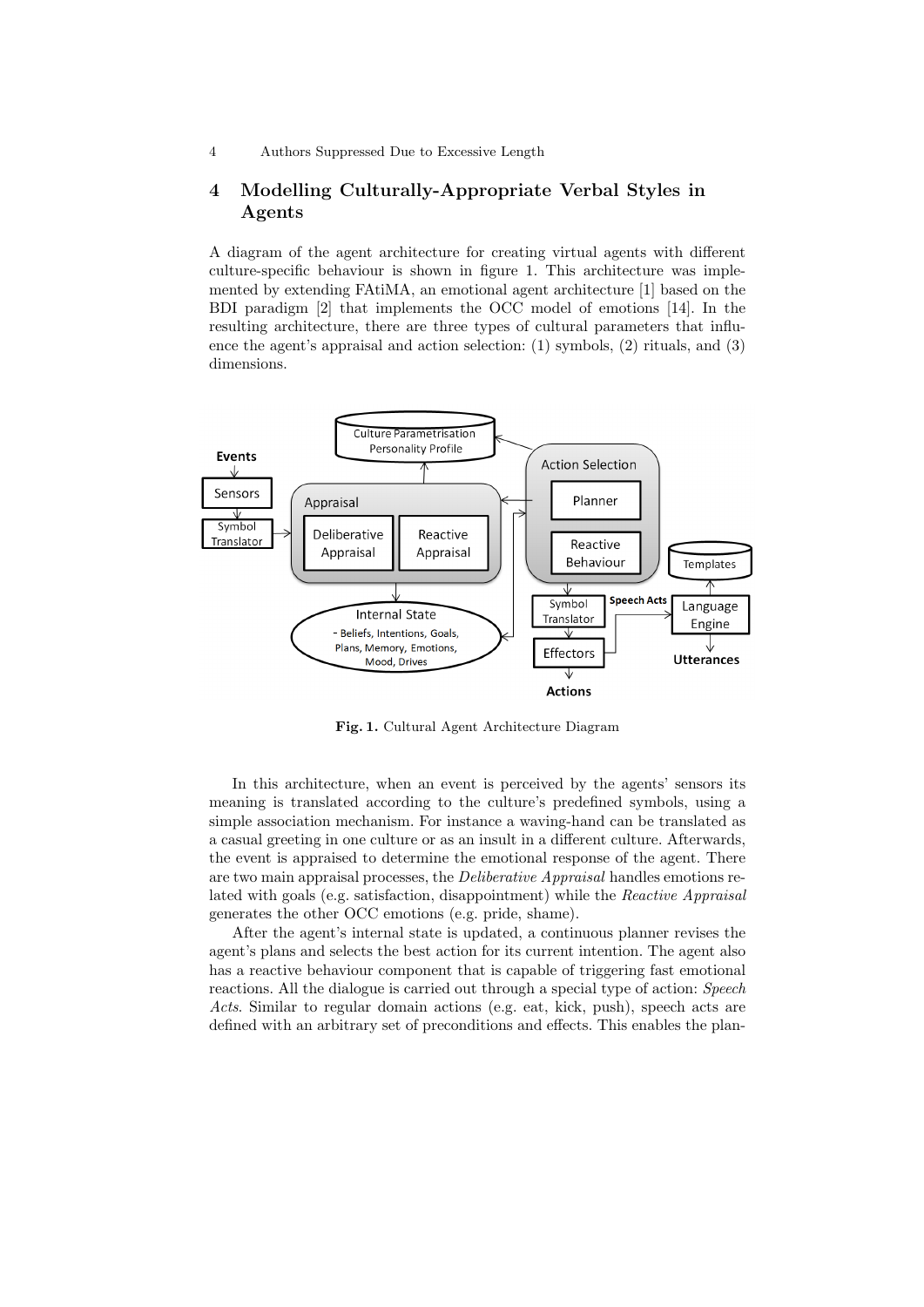## 4 Modelling Culturally-Appropriate Verbal Styles in Agents

A diagram of the agent architecture for creating virtual agents with different culture-specific behaviour is shown in figure 1. This architecture was implemented by extending FAtiMA, an emotional agent architecture [1] based on the BDI paradigm [2] that implements the OCC model of emotions [14]. In the resulting architecture, there are three types of cultural parameters that influence the agent's appraisal and action selection: (1) symbols, (2) rituals, and (3) dimensions.

**Fig. 1.** Cultural Agent Architecture Diagram

In this architecture, when an event is perceived by the agents' sensors its meaning is translated according to the culture's predefined symbols, using a simple association mechanism. For instance a waving-hand can be translated as a casual greeting in one culture or as an insult in a different culture. Afterwards, the event is appraised to determine the emotional response of the agent. There are two main appraisal processes, the *Deliberative Appraisal* handles emotions related with goals (e.g. satisfaction, disappointment) while the *Reactive Appraisal* generates the other OCC emotions (e.g. pride, shame).

After the agent's internal state is updated, a continuous planner revises the agent's plans and selects the best action for its current intention. The agent also has a reactive behaviour component that is capable of triggering fast emotional reactions. All the dialogue is carried out through a special type of action: *Speech Acts*. Similar to regular domain actions (e.g. eat, kick, push), speech acts are defined with an arbitrary set of preconditions and effects. This enables the plan-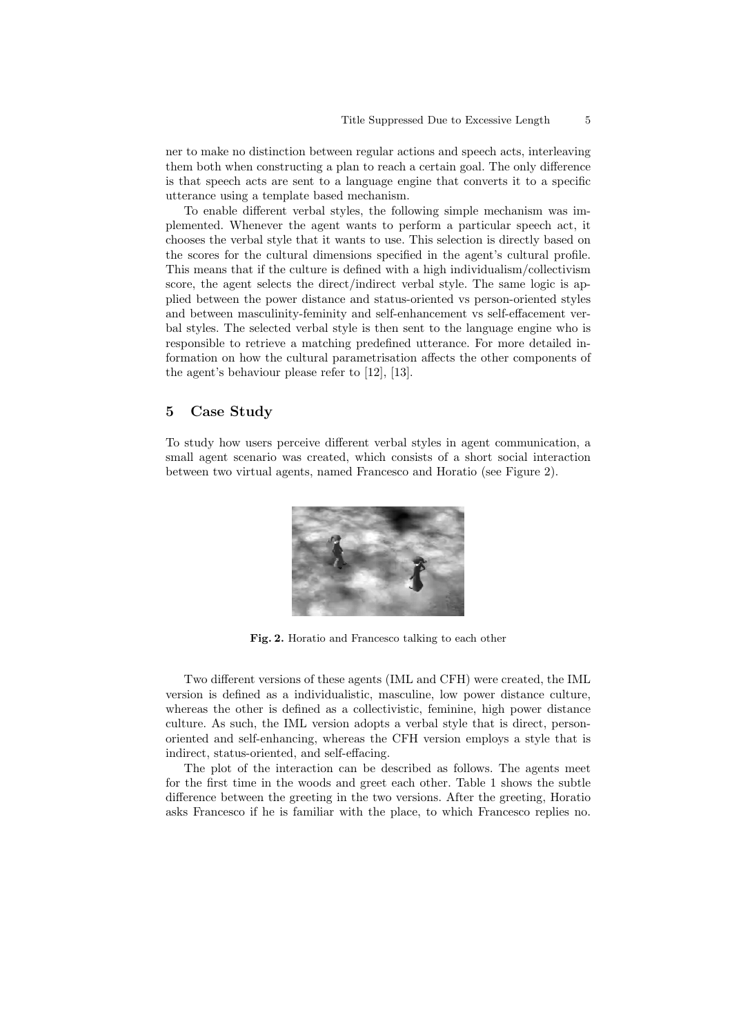ner to make no distinction between regular actions and speech acts, interleaving them both when constructing a plan to reach a certain goal. The only difference is that speech acts are sent to a language engine that converts it to a specific utterance using a template based mechanism.

To enable different verbal styles, the following simple mechanism was implemented. Whenever the agent wants to perform a particular speech act, it chooses the verbal style that it wants to use. This selection is directly based on the scores for the cultural dimensions specified in the agent's cultural profile. This means that if the culture is defined with a high individualism/collectivism score, the agent selects the direct/indirect verbal style. The same logic is applied between the power distance and status-oriented vs person-oriented styles and between masculinity-feminity and self-enhancement vs self-effacement verbal styles. The selected verbal style is then sent to the language engine who is responsible to retrieve a matching predefined utterance. For more detailed information on how the cultural parametrisation affects the other components of the agent's behaviour please refer to [12], [13].

## 5 Case Study

To study how users perceive different verbal styles in agent communication, a small agent scenario was created, which consists of a short social interaction between two virtual agents, named Francesco and Horatio (see Figure 2).

**Fig. 2.** Horatio and Francesco talking to each other

Two different versions of these agents (IML and CFH) were created, the IML version is defined as a individualistic, masculine, low power distance culture, whereas the other is defined as a collectivistic, feminine, high power distance culture. As such, the IML version adopts a verbal style that is direct, person-oriented and self-enhancing, whereas the CFH version employs a style that is indirect, status-oriented, and self-effacing.

The plot of the interaction can be described as follows. The agents meet for the first time in the woods and greet each other. Table 1 shows the subtle difference between the greeting in the two versions. After the greeting, Horatio asks Francesco if he is familiar with the place, to which Francesco replies no.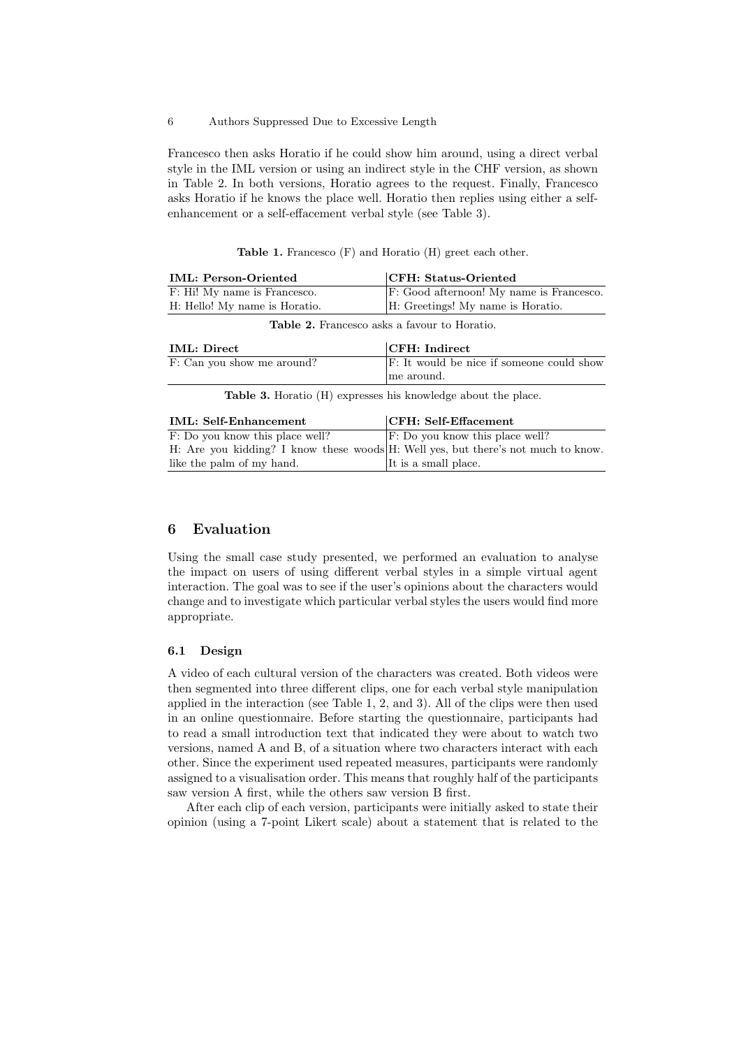Francesco then asks Horatio if he could show him around, using a direct verbal style in the IML version or using an indirect style in the CHF version, as shown in Table 2. In both versions, Horatio agrees to the request. Finally, Francesco asks Horatio if he knows the place well. Horatio then replies using either a self-enhancement or a self-effacement verbal style (see Table 3).

**Table 1.** Francesco (F) and Horatio (H) greet each other.

| IML: Person-Oriented | CFH: Status-Oriented |
|---|---|
| F: Hi! My name is Francesco. | F: Good afternoon! My name is Francesco. |
| H: Hello! My name is Horatio. | H: Greetings! My name is Horatio. |

**Table 2.** Francesco asks a favour to Horatio.

| IML: Direct | CFH: Indirect |
|---|---|
| F: Can you show me around? | F: It would be nice if someone could show me around. |

**Table 3.** Horatio (H) expresses his knowledge about the place.

| IML: Self-Enhancement | CFH: Self-Effacement |
|---|---|
| F: Do you know this place well? | F: Do you know this place well? |
| H: Are you kidding? I know these woods like the palm of my hand. | H: Well yes, but there's not much to know. It is a small place. |

## 6 Evaluation

Using the small case study presented, we performed an evaluation to analyse the impact on users of using different verbal styles in a simple virtual agent interaction. The goal was to see if the user's opinions about the characters would change and to investigate which particular verbal styles the users would find more appropriate.

### 6.1 Design

A video of each cultural version of the characters was created. Both videos were then segmented into three different clips, one for each verbal style manipulation applied in the interaction (see Table 1, 2, and 3). All of the clips were then used in an online questionnaire. Before starting the questionnaire, participants had to read a small introduction text that indicated they were about to watch two versions, named A and B, of a situation where two characters interact with each other. Since the experiment used repeated measures, participants were randomly assigned to a visualisation order. This means that roughly half of the participants saw version A first, while the others saw version B first.

After each clip of each version, participants were initially asked to state their opinion (using a 7-point Likert scale) about a statement that is related to the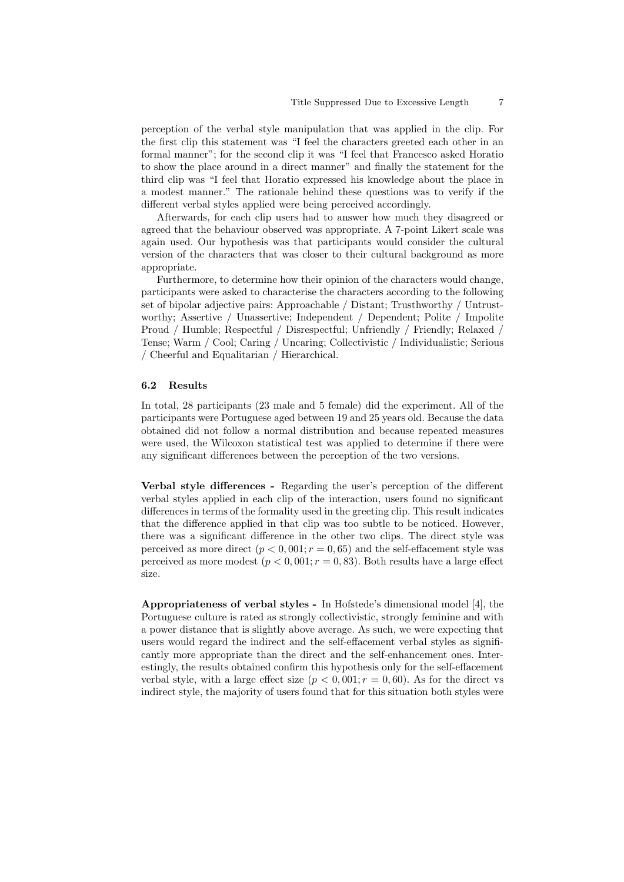perception of the verbal style manipulation that was applied in the clip. For the first clip this statement was "I feel the characters greeted each other in an formal manner"; for the second clip it was "I feel that Francesco asked Horatio to show the place around in a direct manner" and finally the statement for the third clip was "I feel that Horatio expressed his knowledge about the place in a modest manner." The rationale behind these questions was to verify if the different verbal styles applied were being perceived accordingly.

Afterwards, for each clip users had to answer how much they disagreed or agreed that the behaviour observed was appropriate. A 7-point Likert scale was again used. Our hypothesis was that participants would consider the cultural version of the characters that was closer to their cultural background as more appropriate.

Furthermore, to determine how their opinion of the characters would change, participants were asked to characterise the characters according to the following set of bipolar adjective pairs: Approachable / Distant; Trusthworthy / Untrustworthy; Assertive / Unassertive; Independent / Dependent; Polite / Impolite Proud / Humble; Respectful / Disrespectful; Unfriendly / Friendly; Relaxed / Tense; Warm / Cool; Caring / Uncaring; Collectivistic / Individualistic; Serious / Cheerful and Equalitarian / Hierarchical.

### 6.2 Results

In total, 28 participants (23 male and 5 female) did the experiment. All of the participants were Portuguese aged between 19 and 25 years old. Because the data obtained did not follow a normal distribution and because repeated measures were used, the Wilcoxon statistical test was applied to determine if there were any significant differences between the perception of the two versions.

**Verbal style differences -** Regarding the user's perception of the different verbal styles applied in each clip of the interaction, users found no significant differences in terms of the formality used in the greeting clip. This result indicates that the difference applied in that clip was too subtle to be noticed. However, there was a significant difference in the other two clips. The direct style was perceived as more direct ($p < 0,001; r = 0,65$) and the self-effacement style was perceived as more modest ($p < 0,001; r = 0,83$). Both results have a large effect size.

**Appropriateness of verbal styles -** In Hofstede's dimensional model [4], the Portuguese culture is rated as strongly collectivistic, strongly feminine and with a power distance that is slightly above average. As such, we were expecting that users would regard the indirect and the self-effacement verbal styles as significantly more appropriate than the direct and the self-enhancement ones. Interestingly, the results obtained confirm this hypothesis only for the self-effacement verbal style, with a large effect size ($p < 0,001; r = 0,60$). As for the direct vs indirect style, the majority of users found that for this situation both styles were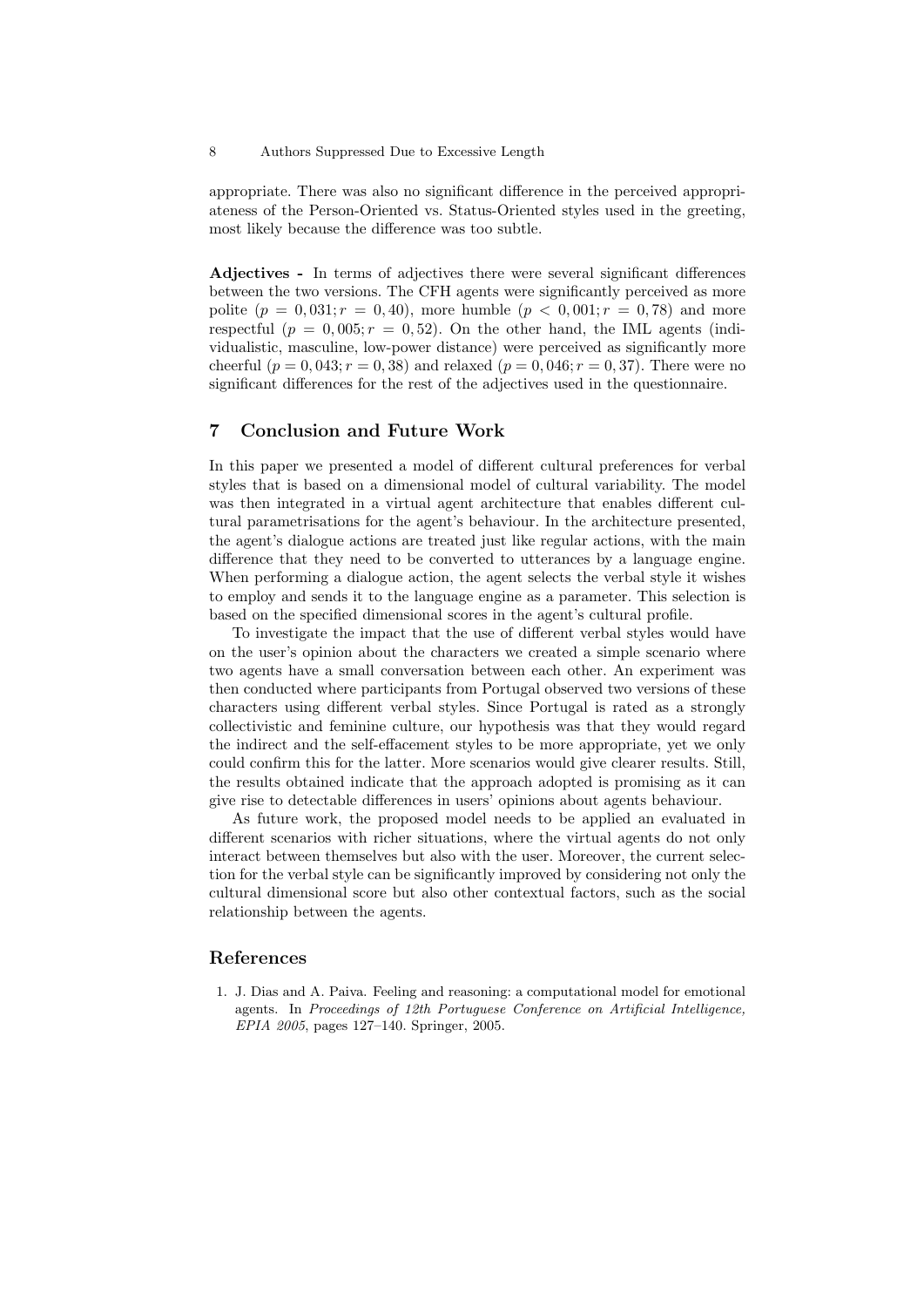appropriate. There was also no significant difference in the perceived appropriateness of the Person-Oriented vs. Status-Oriented styles used in the greeting, most likely because the difference was too subtle.

**Adjectives -** In terms of adjectives there were several significant differences between the two versions. The CFH agents were significantly perceived as more polite ($p = 0,031; r = 0,40$), more humble ($p < 0,001; r = 0,78$) and more respectful ($p = 0,005; r = 0,52$). On the other hand, the IML agents (individualistic, masculine, low-power distance) were perceived as significantly more cheerful ($p = 0,043; r = 0,38$) and relaxed ($p = 0,046; r = 0,37$). There were no significant differences for the rest of the adjectives used in the questionnaire.

## 7 Conclusion and Future Work

In this paper we presented a model of different cultural preferences for verbal styles that is based on a dimensional model of cultural variability. The model was then integrated in a virtual agent architecture that enables different cultural parametrisations for the agent's behaviour. In the architecture presented, the agent's dialogue actions are treated just like regular actions, with the main difference that they need to be converted to utterances by a language engine. When performing a dialogue action, the agent selects the verbal style it wishes to employ and sends it to the language engine as a parameter. This selection is based on the specified dimensional scores in the agent's cultural profile.

To investigate the impact that the use of different verbal styles would have on the user's opinion about the characters we created a simple scenario where two agents have a small conversation between each other. An experiment was then conducted where participants from Portugal observed two versions of these characters using different verbal styles. Since Portugal is rated as a strongly collectivistic and feminine culture, our hypothesis was that they would regard the indirect and the self-effacement styles to be more appropriate, yet we only could confirm this for the latter. More scenarios would give clearer results. Still, the results obtained indicate that the approach adopted is promising as it can give rise to detectable differences in users' opinions about agents behaviour.

As future work, the proposed model needs to be applied an evaluated in different scenarios with richer situations, where the virtual agents do not only interact between themselves but also with the user. Moreover, the current selection for the verbal style can be significantly improved by considering not only the cultural dimensional score but also other contextual factors, such as the social relationship between the agents.

## References

1. J. Dias and A. Paiva. Feeling and reasoning: a computational model for emotional agents. In *Proceedings of 12th Portuguese Conference on Artificial Intelligence, EPIA 2005*, pages 127–140. Springer, 2005.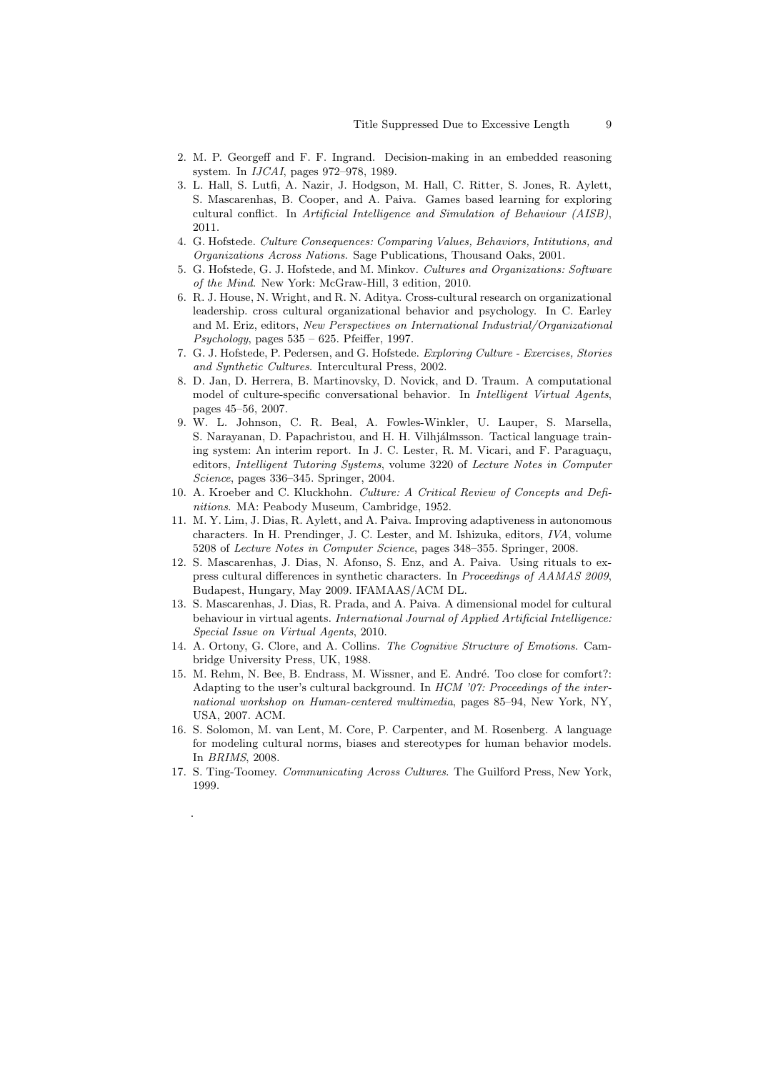2. M. P. Georgeff and F. F. Ingrand. Decision-making in an embedded reasoning system. In *IJCAI*, pages 972–978, 1989.
3. L. Hall, S. Lutfi, A. Nazir, J. Hodgson, M. Hall, C. Ritter, S. Jones, R. Aylett, S. Mascarenhas, B. Cooper, and A. Paiva. Games based learning for exploring cultural conflict. In *Artificial Intelligence and Simulation of Behaviour (AISB)*, 2011.
4. G. Hofstede. *Culture Consequences: Comparing Values, Behaviors, Intitutions, and Organizations Across Nations*. Sage Publications, Thousand Oaks, 2001.
5. G. Hofstede, G. J. Hofstede, and M. Minkov. *Cultures and Organizations: Software of the Mind*. New York: McGraw-Hill, 3 edition, 2010.
6. R. J. House, N. Wright, and R. N. Aditya. Cross-cultural research on organizational leadership. cross cultural organizational behavior and psychology. In C. Earley and M. Eriz, editors, *New Perspectives on International Industrial/Organizational Psychology*, pages 535 – 625. Pfeiffer, 1997.
7. G. J. Hofstede, P. Pedersen, and G. Hofstede. *Exploring Culture - Exercises, Stories and Synthetic Cultures*. Intercultural Press, 2002.
8. D. Jan, D. Herrera, B. Martinovsky, D. Novick, and D. Traum. A computational model of culture-specific conversational behavior. In *Intelligent Virtual Agents*, pages 45–56, 2007.
9. W. L. Johnson, C. R. Beal, A. Fowles-Winkler, U. Lauper, S. Marsella, S. Narayanan, D. Papachristou, and H. H. Vilhjálmsson. Tactical language training system: An interim report. In J. C. Lester, R. M. Vicari, and F. Paraguaçu, editors, *Intelligent Tutoring Systems*, volume 3220 of *Lecture Notes in Computer Science*, pages 336–345. Springer, 2004.
10. A. Kroeber and C. Kluckhohn. *Culture: A Critical Review of Concepts and Definitions*. MA: Peabody Museum, Cambridge, 1952.
11. M. Y. Lim, J. Dias, R. Aylett, and A. Paiva. Improving adaptiveness in autonomous characters. In H. Prendinger, J. C. Lester, and M. Ishizuka, editors, *IVA*, volume 5208 of *Lecture Notes in Computer Science*, pages 348–355. Springer, 2008.
12. S. Mascarenhas, J. Dias, N. Afonso, S. Enz, and A. Paiva. Using rituals to express cultural differences in synthetic characters. In *Proceedings of AAMAS 2009*, Budapest, Hungary, May 2009. IFAMAAS/ACM DL.
13. S. Mascarenhas, J. Dias, R. Prada, and A. Paiva. A dimensional model for cultural behaviour in virtual agents. *International Journal of Applied Artificial Intelligence: Special Issue on Virtual Agents*, 2010.
14. A. Ortony, G. Clore, and A. Collins. *The Cognitive Structure of Emotions*. Cambridge University Press, UK, 1988.
15. M. Rehm, N. Bee, B. Endrass, M. Wissner, and E. André. Too close for comfort?: Adapting to the user's cultural background. In *HCM '07: Proceedings of the international workshop on Human-centered multimedia*, pages 85–94, New York, NY, USA, 2007. ACM.
16. S. Solomon, M. van Lent, M. Core, P. Carpenter, and M. Rosenberg. A language for modeling cultural norms, biases and stereotypes for human behavior models. In *BRIMS*, 2008.
17. S. Ting-Toomey. *Communicating Across Cultures*. The Guilford Press, New York, 1999.

.